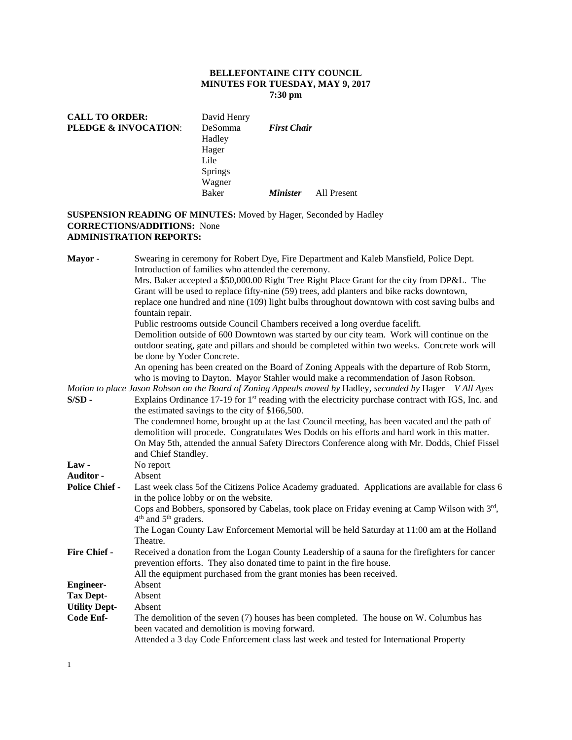**BELLEFONTAINE CITY COUNCIL**
**MINUTES FOR TUESDAY, MAY 9, 2017**
**7:30 pm**

| | | | |
|---|---|---|---|
| **CALL TO ORDER:** | David Henry | | |
| **PLEDGE & INVOCATION**: | DeSomma | ***First Chair*** | |
| | Hadley | | |
| | Hager | | |
| | Lile | | |
| | Springs | | |
| | Wagner | | |
| | Baker | ***Minister*** | All Present |

**SUSPENSION READING OF MINUTES:** Moved by Hager, Seconded by Hadley
**CORRECTIONS/ADDITIONS:** None
**ADMINISTRATION REPORTS:**

**Mayor -** Swearing in ceremony for Robert Dye, Fire Department and Kaleb Mansfield, Police Dept. Introduction of families who attended the ceremony.
Mrs. Baker accepted a $50,000.00 Right Tree Right Place Grant for the city from DP&L. The Grant will be used to replace fifty-nine (59) trees, add planters and bike racks downtown, replace one hundred and nine (109) light bulbs throughout downtown with cost saving bulbs and fountain repair.
Public restrooms outside Council Chambers received a long overdue facelift.
Demolition outside of 600 Downtown was started by our city team. Work will continue on the outdoor seating, gate and pillars and should be completed within two weeks. Concrete work will be done by Yoder Concrete.
An opening has been created on the Board of Zoning Appeals with the departure of Rob Storm, who is moving to Dayton. Mayor Stahler would make a recommendation of Jason Robson.

*Motion to place Jason Robson on the Board of Zoning Appeals moved by* Hadley, *seconded by* Hager *V All Ayes*

**S/SD -** Explains Ordinance 17-19 for 1st reading with the electricity purchase contract with IGS, Inc. and the estimated savings to the city of $166,500.
The condemned home, brought up at the last Council meeting, has been vacated and the path of demolition will procede. Congratulates Wes Dodds on his efforts and hard work in this matter.
On May 5th, attended the annual Safety Directors Conference along with Mr. Dodds, Chief Fissel and Chief Standley.

**Law -** No report

**Auditor -** Absent

**Police Chief -** Last week class 5of the Citizens Police Academy graduated. Applications are available for class 6 in the police lobby or on the website.
Cops and Bobbers, sponsored by Cabelas, took place on Friday evening at Camp Wilson with 3rd, 4th and 5th graders.
The Logan County Law Enforcement Memorial will be held Saturday at 11:00 am at the Holland Theatre.

**Fire Chief -** Received a donation from the Logan County Leadership of a sauna for the firefighters for cancer prevention efforts. They also donated time to paint in the fire house.
All the equipment purchased from the grant monies has been received.

**Engineer-** Absent

**Tax Dept-** Absent

**Utility Dept-** Absent

**Code Enf-** The demolition of the seven (7) houses has been completed. The house on W. Columbus has been vacated and demolition is moving forward.
Attended a 3 day Code Enforcement class last week and tested for International Property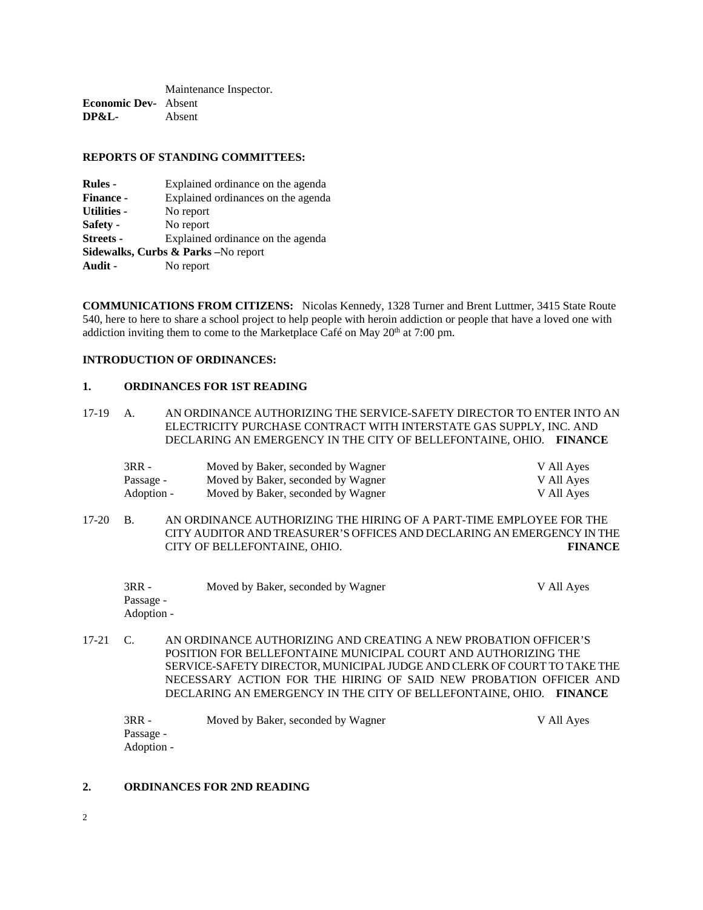Maintenance Inspector.

**Economic Dev-** Absent
**DP&L-** Absent

**REPORTS OF STANDING COMMITTEES:**

**Rules -** Explained ordinance on the agenda
**Finance -** Explained ordinances on the agenda
**Utilities -** No report
**Safety -** No report
**Streets -** Explained ordinance on the agenda
**Sidewalks, Curbs & Parks –**No report
**Audit -** No report

**COMMUNICATIONS FROM CITIZENS:** Nicolas Kennedy, 1328 Turner and Brent Luttmer, 3415 State Route 540, here to here to share a school project to help people with heroin addiction or people that have a loved one with addiction inviting them to come to the Marketplace Café on May 20th at 7:00 pm.

**INTRODUCTION OF ORDINANCES:**

**1. ORDINANCES FOR 1ST READING**

17-19 A. AN ORDINANCE AUTHORIZING THE SERVICE-SAFETY DIRECTOR TO ENTER INTO AN ELECTRICITY PURCHASE CONTRACT WITH INTERSTATE GAS SUPPLY, INC. AND DECLARING AN EMERGENCY IN THE CITY OF BELLEFONTAINE, OHIO. **FINANCE**

| | | |
|---|---|---|
| 3RR - | Moved by Baker, seconded by Wagner | V All Ayes |
| Passage - | Moved by Baker, seconded by Wagner | V All Ayes |
| Adoption - | Moved by Baker, seconded by Wagner | V All Ayes |

17-20 B. AN ORDINANCE AUTHORIZING THE HIRING OF A PART-TIME EMPLOYEE FOR THE CITY AUDITOR AND TREASURER'S OFFICES AND DECLARING AN EMERGENCY IN THE CITY OF BELLEFONTAINE, OHIO. **FINANCE**

| | | |
|---|---|---|
| 3RR - | Moved by Baker, seconded by Wagner | V All Ayes |
| Passage - | | |
| Adoption - | | |

17-21 C. AN ORDINANCE AUTHORIZING AND CREATING A NEW PROBATION OFFICER'S POSITION FOR BELLEFONTAINE MUNICIPAL COURT AND AUTHORIZING THE SERVICE-SAFETY DIRECTOR, MUNICIPAL JUDGE AND CLERK OF COURT TO TAKE THE NECESSARY ACTION FOR THE HIRING OF SAID NEW PROBATION OFFICER AND DECLARING AN EMERGENCY IN THE CITY OF BELLEFONTAINE, OHIO. **FINANCE**

| | | |
|---|---|---|
| 3RR - | Moved by Baker, seconded by Wagner | V All Ayes |
| Passage - | | |
| Adoption - | | |

**2. ORDINANCES FOR 2ND READING**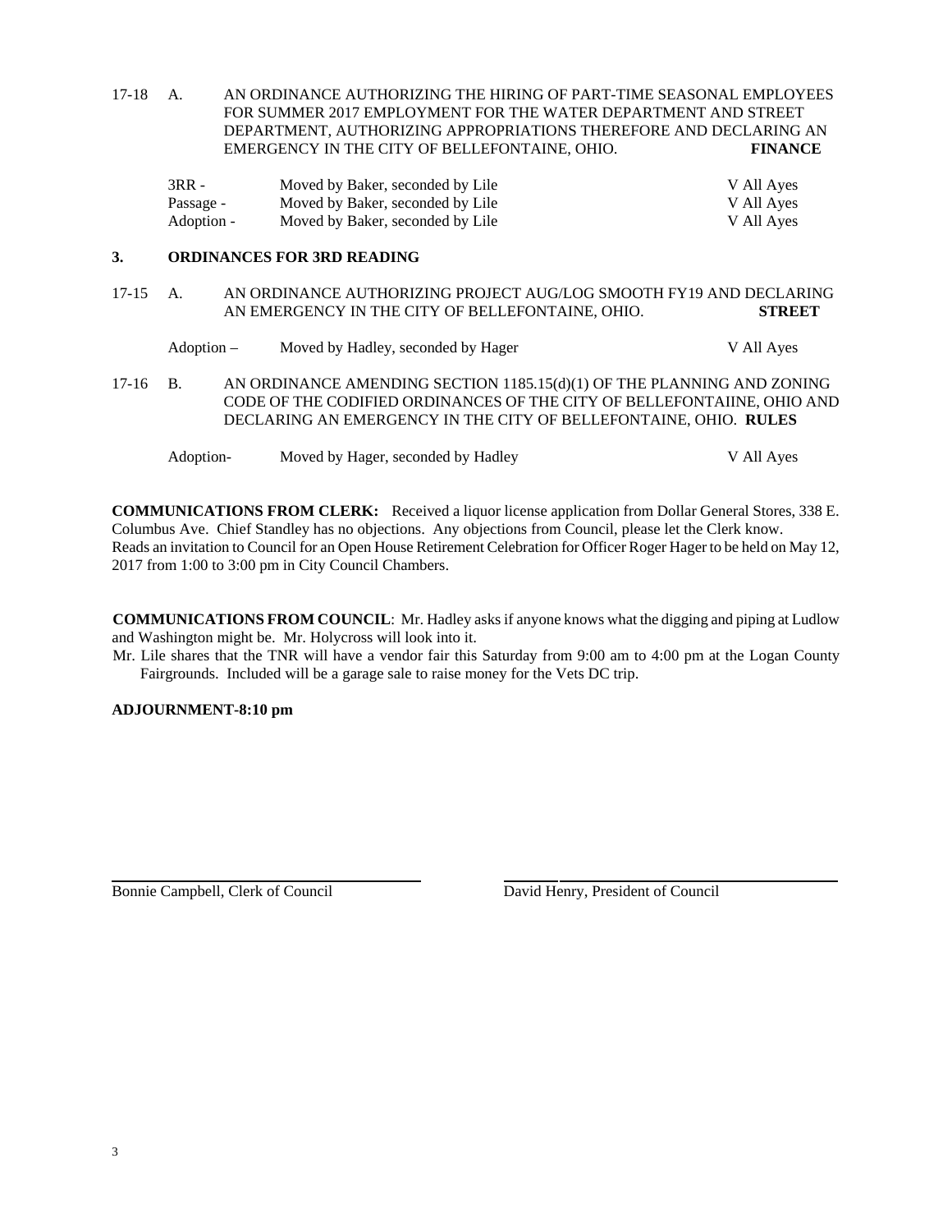17-18 A. AN ORDINANCE AUTHORIZING THE HIRING OF PART-TIME SEASONAL EMPLOYEES FOR SUMMER 2017 EMPLOYMENT FOR THE WATER DEPARTMENT AND STREET DEPARTMENT, AUTHORIZING APPROPRIATIONS THEREFORE AND DECLARING AN EMERGENCY IN THE CITY OF BELLEFONTAINE, OHIO. **FINANCE**

| | | |
|---|---|---|
| 3RR - | Moved by Baker, seconded by Lile | V All Ayes |
| Passage - | Moved by Baker, seconded by Lile | V All Ayes |
| Adoption - | Moved by Baker, seconded by Lile | V All Ayes |

**3. ORDINANCES FOR 3RD READING**

17-15 A. AN ORDINANCE AUTHORIZING PROJECT AUG/LOG SMOOTH FY19 AND DECLARING AN EMERGENCY IN THE CITY OF BELLEFONTAINE, OHIO. **STREET**

| | | |
|---|---|---|
| Adoption – | Moved by Hadley, seconded by Hager | V All Ayes |

17-16 B. AN ORDINANCE AMENDING SECTION 1185.15(d)(1) OF THE PLANNING AND ZONING CODE OF THE CODIFIED ORDINANCES OF THE CITY OF BELLEFONTAIINE, OHIO AND DECLARING AN EMERGENCY IN THE CITY OF BELLEFONTAINE, OHIO. **RULES**

| | | |
|---|---|---|
| Adoption- | Moved by Hager, seconded by Hadley | V All Ayes |

**COMMUNICATIONS FROM CLERK:** Received a liquor license application from Dollar General Stores, 338 E. Columbus Ave. Chief Standley has no objections. Any objections from Council, please let the Clerk know.
Reads an invitation to Council for an Open House Retirement Celebration for Officer Roger Hager to be held on May 12, 2017 from 1:00 to 3:00 pm in City Council Chambers.

**COMMUNICATIONS FROM COUNCIL**: Mr. Hadley asks if anyone knows what the digging and piping at Ludlow and Washington might be. Mr. Holycross will look into it.
Mr. Lile shares that the TNR will have a vendor fair this Saturday from 9:00 am to 4:00 pm at the Logan County Fairgrounds. Included will be a garage sale to raise money for the Vets DC trip.

**ADJOURNMENT-8:10 pm**

Bonnie Campbell, Clerk of Council

David Henry, President of Council